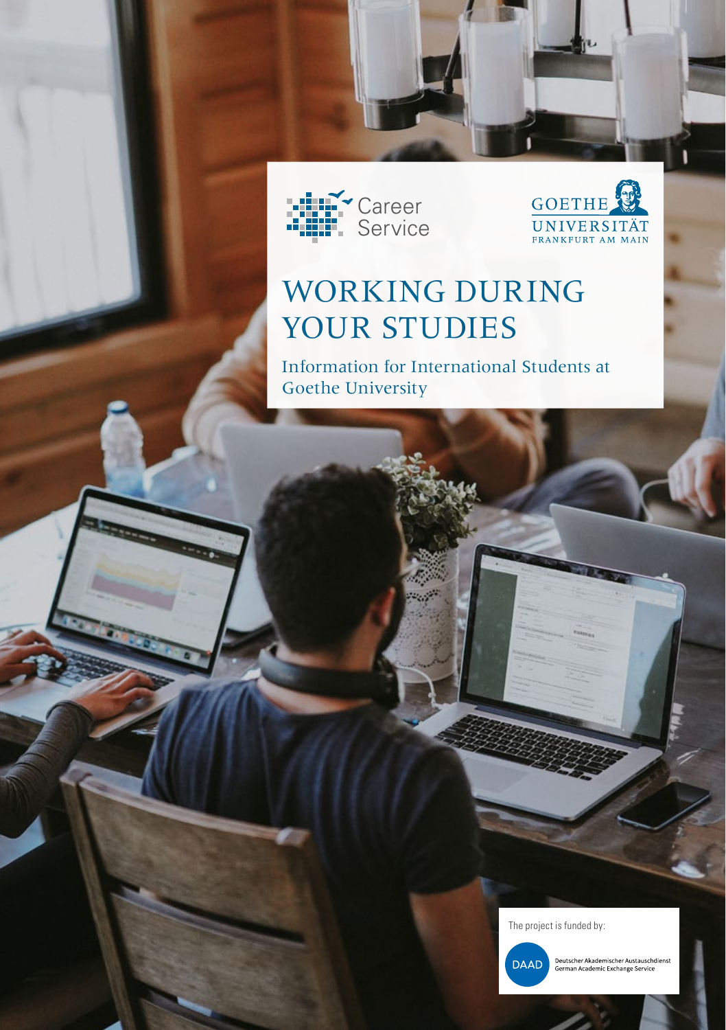Career Service

GOETHE UNIVERSITÄT FRANKFURT AM MAIN

# WORKING DURING YOUR STUDIES

Information for International Students at Goethe University

The project is funded by:

DAAD Deutscher Akademischer Austauschdienst German Academic Exchange Service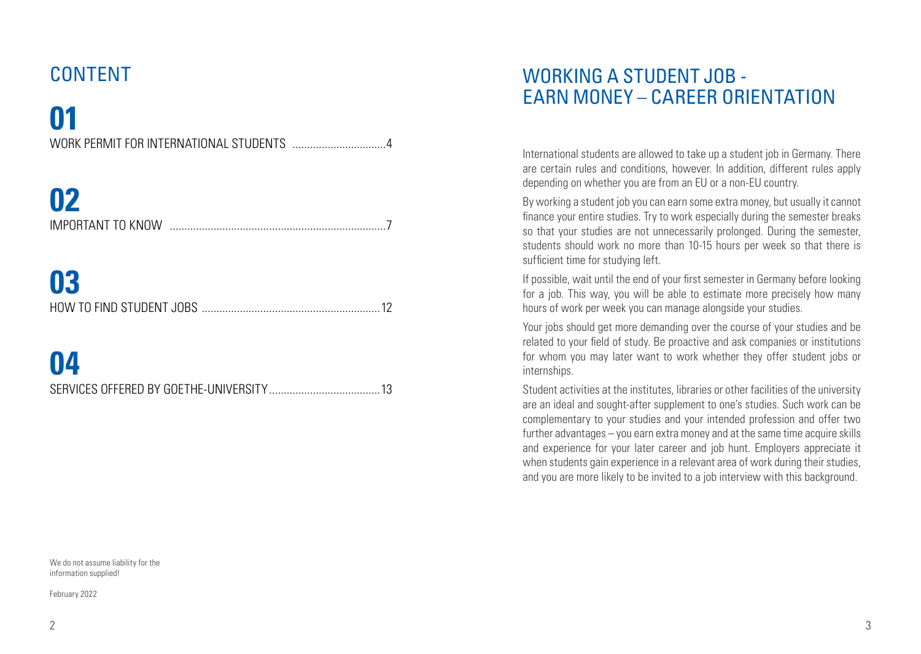## CONTENT

**01**
WORK PERMIT FOR INTERNATIONAL STUDENTS ................................4

**02**
IMPORTANT TO KNOW ..........................................................................7

**03**
HOW TO FIND STUDENT JOBS ............................................................12

**04**
SERVICES OFFERED BY GOETHE-UNIVERSITY......................................13

We do not assume liability for the information supplied!

February 2022

## WORKING A STUDENT JOB - EARN MONEY – CAREER ORIENTATION

International students are allowed to take up a student job in Germany. There are certain rules and conditions, however. In addition, different rules apply depending on whether you are from an EU or a non-EU country.

By working a student job you can earn some extra money, but usually it cannot finance your entire studies. Try to work especially during the semester breaks so that your studies are not unnecessarily prolonged. During the semester, students should work no more than 10-15 hours per week so that there is sufficient time for studying left.

If possible, wait until the end of your first semester in Germany before looking for a job. This way, you will be able to estimate more precisely how many hours of work per week you can manage alongside your studies.

Your jobs should get more demanding over the course of your studies and be related to your field of study. Be proactive and ask companies or institutions for whom you may later want to work whether they offer student jobs or internships.

Student activities at the institutes, libraries or other facilities of the university are an ideal and sought-after supplement to one's studies. Such work can be complementary to your studies and your intended profession and offer two further advantages – you earn extra money and at the same time acquire skills and experience for your later career and job hunt. Employers appreciate it when students gain experience in a relevant area of work during their studies, and you are more likely to be invited to a job interview with this background.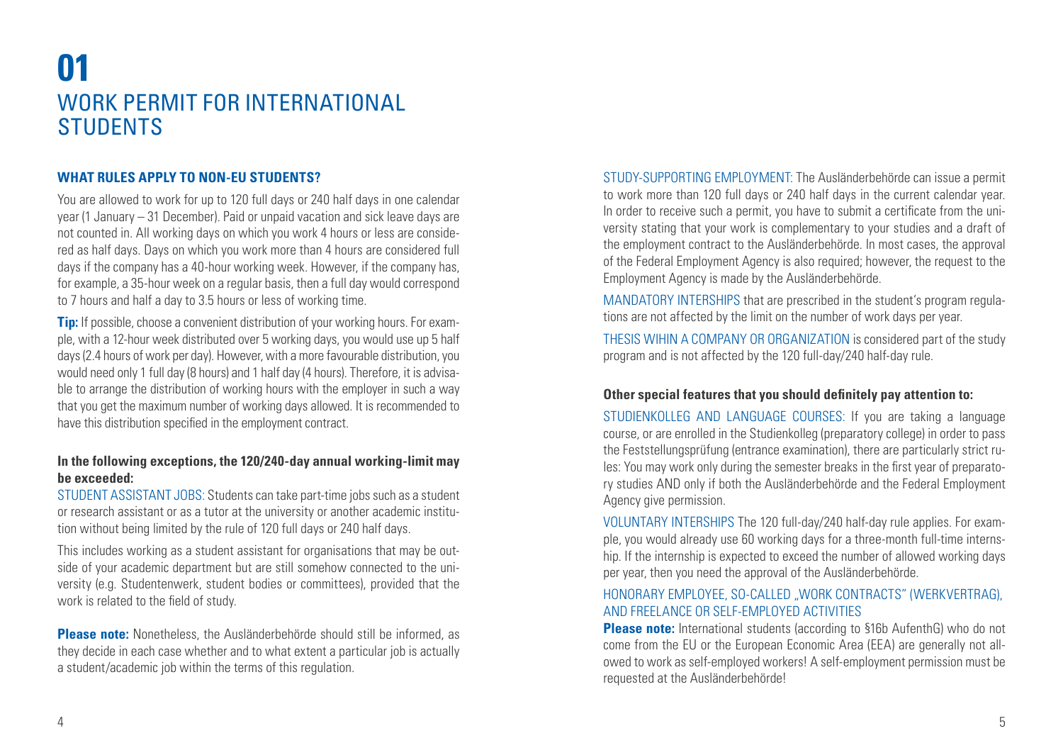# 01 WORK PERMIT FOR INTERNATIONAL STUDENTS

### WHAT RULES APPLY TO NON-EU STUDENTS?

You are allowed to work for up to 120 full days or 240 half days in one calendar year (1 January – 31 December). Paid or unpaid vacation and sick leave days are not counted in. All working days on which you work 4 hours or less are considered as half days. Days on which you work more than 4 hours are considered full days if the company has a 40-hour working week. However, if the company has, for example, a 35-hour week on a regular basis, then a full day would correspond to 7 hours and half a day to 3.5 hours or less of working time.

**Tip:** If possible, choose a convenient distribution of your working hours. For example, with a 12-hour week distributed over 5 working days, you would use up 5 half days (2.4 hours of work per day). However, with a more favourable distribution, you would need only 1 full day (8 hours) and 1 half day (4 hours). Therefore, it is advisable to arrange the distribution of working hours with the employer in such a way that you get the maximum number of working days allowed. It is recommended to have this distribution specified in the employment contract.

#### In the following exceptions, the 120/240-day annual working-limit may be exceeded:

STUDENT ASSISTANT JOBS: Students can take part-time jobs such as a student or research assistant or as a tutor at the university or another academic institution without being limited by the rule of 120 full days or 240 half days.

This includes working as a student assistant for organisations that may be outside of your academic department but are still somehow connected to the university (e.g. Studentenwerk, student bodies or committees), provided that the work is related to the field of study.

**Please note:** Nonetheless, the Ausländerbehörde should still be informed, as they decide in each case whether and to what extent a particular job is actually a student/academic job within the terms of this regulation.

STUDY-SUPPORTING EMPLOYMENT: The Ausländerbehörde can issue a permit to work more than 120 full days or 240 half days in the current calendar year. In order to receive such a permit, you have to submit a certificate from the university stating that your work is complementary to your studies and a draft of the employment contract to the Ausländerbehörde. In most cases, the approval of the Federal Employment Agency is also required; however, the request to the Employment Agency is made by the Ausländerbehörde.

MANDATORY INTERSHIPS that are prescribed in the student's program regulations are not affected by the limit on the number of work days per year.

THESIS WIHIN A COMPANY OR ORGANIZATION is considered part of the study program and is not affected by the 120 full-day/240 half-day rule.

#### Other special features that you should definitely pay attention to:

STUDIENKOLLEG AND LANGUAGE COURSES: If you are taking a language course, or are enrolled in the Studienkolleg (preparatory college) in order to pass the Feststellungsprüfung (entrance examination), there are particularly strict rules: You may work only during the semester breaks in the first year of preparatory studies AND only if both the Ausländerbehörde and the Federal Employment Agency give permission.

VOLUNTARY INTERSHIPS The 120 full-day/240 half-day rule applies. For example, you would already use 60 working days for a three-month full-time internship. If the internship is expected to exceed the number of allowed working days per year, then you need the approval of the Ausländerbehörde.

HONORARY EMPLOYEE, SO-CALLED „WORK CONTRACTS" (WERKVERTRAG), AND FREELANCE OR SELF-EMPLOYED ACTIVITIES

**Please note:** International students (according to §16b AufenthG) who do not come from the EU or the European Economic Area (EEA) are generally not allowed to work as self-employed workers! A self-employment permission must be requested at the Ausländerbehörde!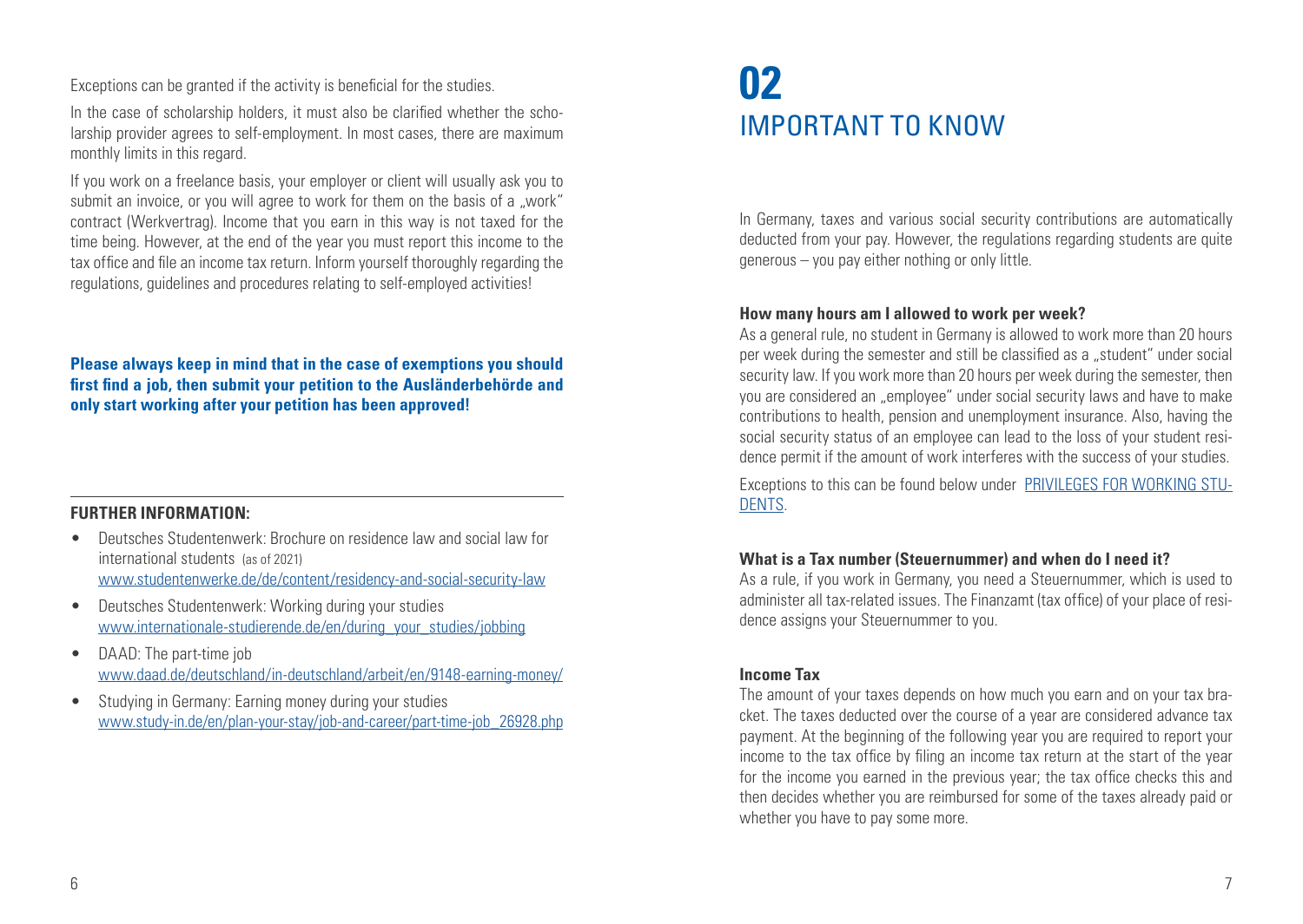Exceptions can be granted if the activity is beneficial for the studies.

In the case of scholarship holders, it must also be clarified whether the scholarship provider agrees to self-employment. In most cases, there are maximum monthly limits in this regard.

If you work on a freelance basis, your employer or client will usually ask you to submit an invoice, or you will agree to work for them on the basis of a „work" contract (Werkvertrag). Income that you earn in this way is not taxed for the time being. However, at the end of the year you must report this income to the tax office and file an income tax return. Inform yourself thoroughly regarding the regulations, guidelines and procedures relating to self-employed activities!

**Please always keep in mind that in the case of exemptions you should first find a job, then submit your petition to the Ausländerbehörde and only start working after your petition has been approved!**

### FURTHER INFORMATION:

- Deutsches Studentenwerk: Brochure on residence law and social law for international students (as of 2021)
  www.studentenwerke.de/de/content/residency-and-social-security-law
- Deutsches Studentenwerk: Working during your studies
  www.internationale-studierende.de/en/during_your_studies/jobbing
- DAAD: The part-time job
  www.daad.de/deutschland/in-deutschland/arbeit/en/9148-earning-money/
- Studying in Germany: Earning money during your studies
  www.study-in.de/en/plan-your-stay/job-and-career/part-time-job_26928.php

# 02 IMPORTANT TO KNOW

In Germany, taxes and various social security contributions are automatically deducted from your pay. However, the regulations regarding students are quite generous – you pay either nothing or only little.

### How many hours am I allowed to work per week?

As a general rule, no student in Germany is allowed to work more than 20 hours per week during the semester and still be classified as a „student" under social security law. If you work more than 20 hours per week during the semester, then you are considered an „employee" under social security laws and have to make contributions to health, pension and unemployment insurance. Also, having the social security status of an employee can lead to the loss of your student residence permit if the amount of work interferes with the success of your studies.

Exceptions to this can be found below under PRIVILEGES FOR WORKING STUDENTS.

### What is a Tax number (Steuernummer) and when do I need it?

As a rule, if you work in Germany, you need a Steuernummer, which is used to administer all tax-related issues. The Finanzamt (tax office) of your place of residence assigns your Steuernummer to you.

### Income Tax

The amount of your taxes depends on how much you earn and on your tax bracket. The taxes deducted over the course of a year are considered advance tax payment. At the beginning of the following year you are required to report your income to the tax office by filing an income tax return at the start of the year for the income you earned in the previous year; the tax office checks this and then decides whether you are reimbursed for some of the taxes already paid or whether you have to pay some more.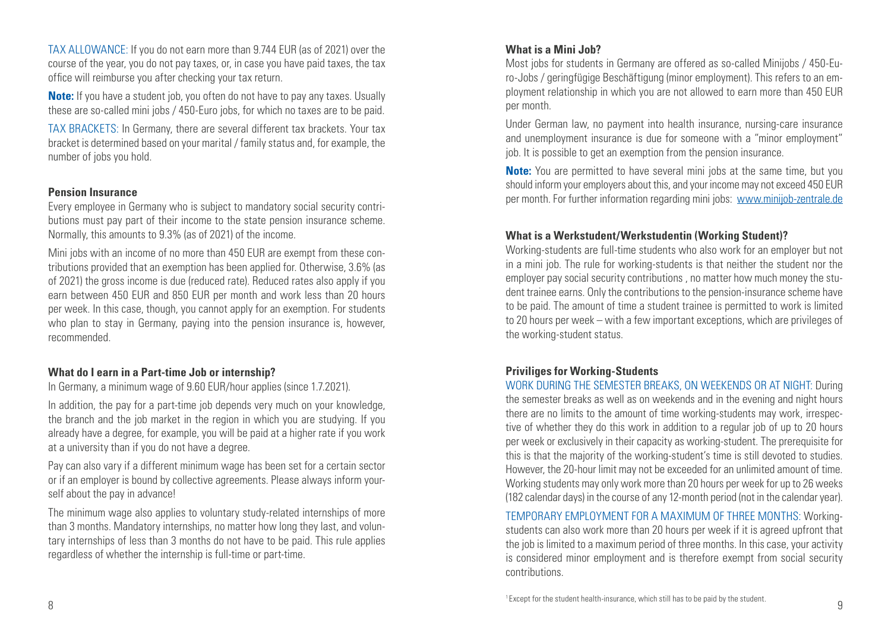TAX ALLOWANCE: If you do not earn more than 9.744 EUR (as of 2021) over the course of the year, you do not pay taxes, or, in case you have paid taxes, the tax office will reimburse you after checking your tax return.

**Note:** If you have a student job, you often do not have to pay any taxes. Usually these are so-called mini jobs / 450-Euro jobs, for which no taxes are to be paid.

TAX BRACKETS: In Germany, there are several different tax brackets. Your tax bracket is determined based on your marital / family status and, for example, the number of jobs you hold.

### Pension Insurance

Every employee in Germany who is subject to mandatory social security contributions must pay part of their income to the state pension insurance scheme. Normally, this amounts to 9.3% (as of 2021) of the income.

Mini jobs with an income of no more than 450 EUR are exempt from these contributions provided that an exemption has been applied for. Otherwise, 3.6% (as of 2021) the gross income is due (reduced rate). Reduced rates also apply if you earn between 450 EUR and 850 EUR per month and work less than 20 hours per week. In this case, though, you cannot apply for an exemption. For students who plan to stay in Germany, paying into the pension insurance is, however, recommended.

### What do I earn in a Part-time Job or internship?

In Germany, a minimum wage of 9.60 EUR/hour applies (since 1.7.2021).

In addition, the pay for a part-time job depends very much on your knowledge, the branch and the job market in the region in which you are studying. If you already have a degree, for example, you will be paid at a higher rate if you work at a university than if you do not have a degree.

Pay can also vary if a different minimum wage has been set for a certain sector or if an employer is bound by collective agreements. Please always inform yourself about the pay in advance!

The minimum wage also applies to voluntary study-related internships of more than 3 months. Mandatory internships, no matter how long they last, and voluntary internships of less than 3 months do not have to be paid. This rule applies regardless of whether the internship is full-time or part-time.

### What is a Mini Job?

Most jobs for students in Germany are offered as so-called Minijobs / 450-Euro-Jobs / geringfügige Beschäftigung (minor employment). This refers to an employment relationship in which you are not allowed to earn more than 450 EUR per month.

Under German law, no payment into health insurance, nursing-care insurance and unemployment insurance is due for someone with a "minor employment" job. It is possible to get an exemption from the pension insurance.

**Note:** You are permitted to have several mini jobs at the same time, but you should inform your employers about this, and your income may not exceed 450 EUR per month. For further information regarding mini jobs: www.minijob-zentrale.de

### What is a Werkstudent/Werkstudentin (Working Student)?

Working-students are full-time students who also work for an employer but not in a mini job. The rule for working-students is that neither the student nor the employer pay social security contributions , no matter how much money the student trainee earns. Only the contributions to the pension-insurance scheme have to be paid. The amount of time a student trainee is permitted to work is limited to 20 hours per week – with a few important exceptions, which are privileges of the working-student status.

### Priviliges for Working-Students

WORK DURING THE SEMESTER BREAKS, ON WEEKENDS OR AT NIGHT: During the semester breaks as well as on weekends and in the evening and night hours there are no limits to the amount of time working-students may work, irrespective of whether they do this work in addition to a regular job of up to 20 hours per week or exclusively in their capacity as working-student. The prerequisite for this is that the majority of the working-student's time is still devoted to studies. However, the 20-hour limit may not be exceeded for an unlimited amount of time. Working students may only work more than 20 hours per week for up to 26 weeks (182 calendar days) in the course of any 12-month period (not in the calendar year).

TEMPORARY EMPLOYMENT FOR A MAXIMUM OF THREE MONTHS: Working-students can also work more than 20 hours per week if it is agreed upfront that the job is limited to a maximum period of three months. In this case, your activity is considered minor employment and is therefore exempt from social security contributions.

[1] Except for the student health-insurance, which still has to be paid by the student.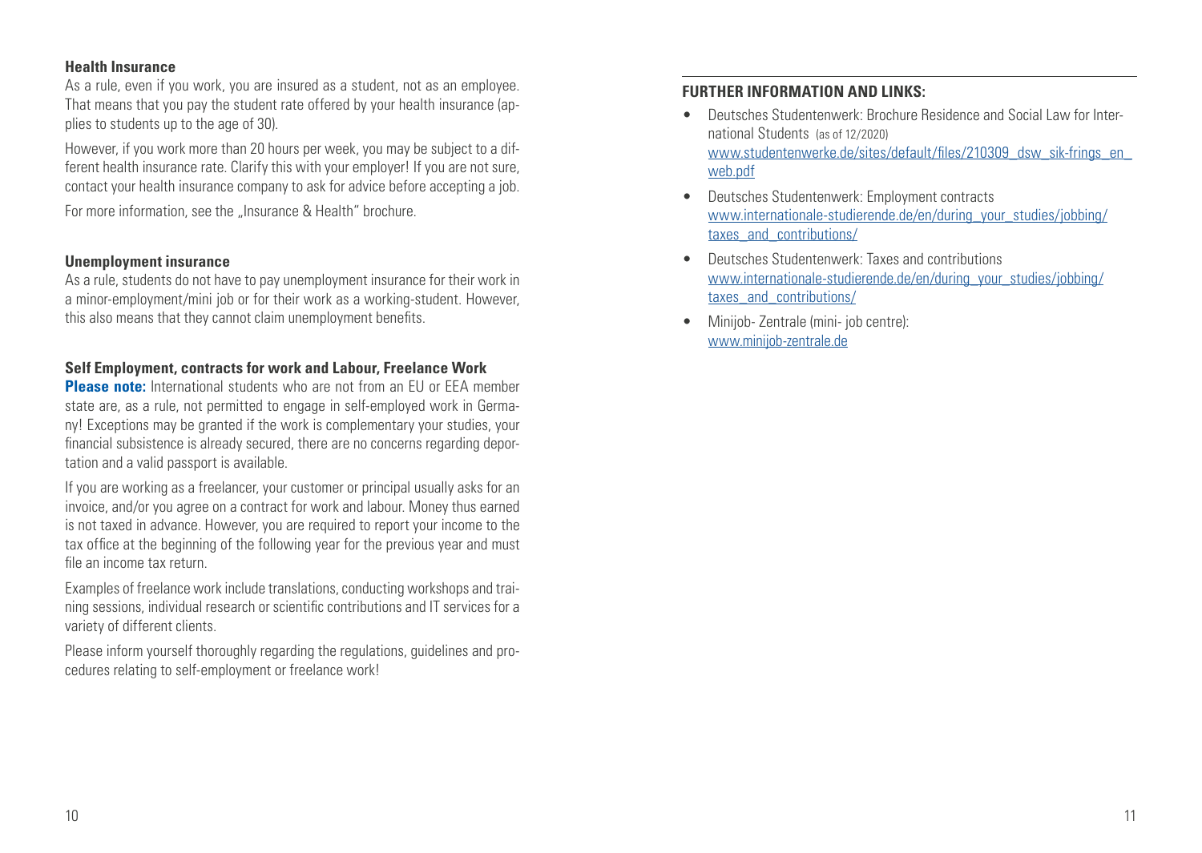### Health Insurance

As a rule, even if you work, you are insured as a student, not as an employee. That means that you pay the student rate offered by your health insurance (applies to students up to the age of 30).

However, if you work more than 20 hours per week, you may be subject to a different health insurance rate. Clarify this with your employer! If you are not sure, contact your health insurance company to ask for advice before accepting a job.

For more information, see the „Insurance & Health" brochure.

### Unemployment insurance

As a rule, students do not have to pay unemployment insurance for their work in a minor-employment/mini job or for their work as a working-student. However, this also means that they cannot claim unemployment benefits.

### Self Employment, contracts for work and Labour, Freelance Work

**Please note:** International students who are not from an EU or EEA member state are, as a rule, not permitted to engage in self-employed work in Germany! Exceptions may be granted if the work is complementary your studies, your financial subsistence is already secured, there are no concerns regarding deportation and a valid passport is available.

If you are working as a freelancer, your customer or principal usually asks for an invoice, and/or you agree on a contract for work and labour. Money thus earned is not taxed in advance. However, you are required to report your income to the tax office at the beginning of the following year for the previous year and must file an income tax return.

Examples of freelance work include translations, conducting workshops and training sessions, individual research or scientific contributions and IT services for a variety of different clients.

Please inform yourself thoroughly regarding the regulations, guidelines and procedures relating to self-employment or freelance work!

### FURTHER INFORMATION AND LINKS:

- Deutsches Studentenwerk: Brochure Residence and Social Law for International Students (as of 12/2020)
  www.studentenwerke.de/sites/default/files/210309_dsw_sik-frings_en_web.pdf
- Deutsches Studentenwerk: Employment contracts
  www.internationale-studierende.de/en/during_your_studies/jobbing/taxes_and_contributions/
- Deutsches Studentenwerk: Taxes and contributions
  www.internationale-studierende.de/en/during_your_studies/jobbing/taxes_and_contributions/
- Minijob- Zentrale (mini- job centre):
  www.minijob-zentrale.de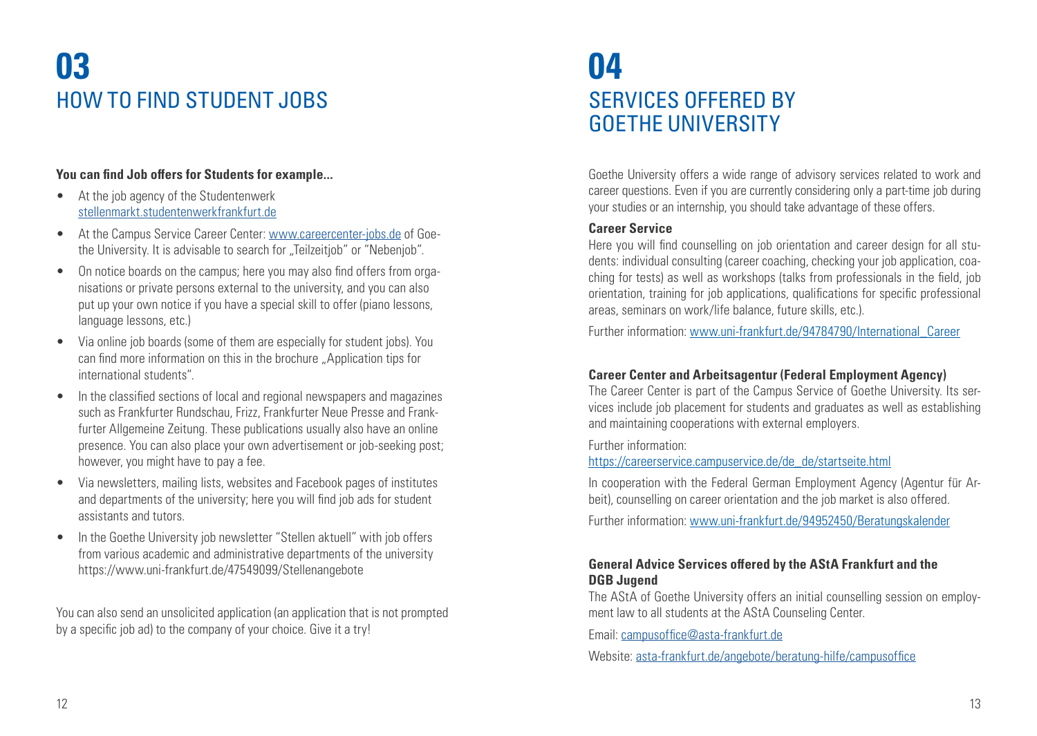# 03 HOW TO FIND STUDENT JOBS

**You can find Job offers for Students for example...**

- At the job agency of the Studentenwerk stellenmarkt.studentenwerkfrankfurt.de
- At the Campus Service Career Center: www.careercenter-jobs.de of Goethe University. It is advisable to search for „Teilzeitjob" or "Nebenjob".
- On notice boards on the campus; here you may also find offers from organisations or private persons external to the university, and you can also put up your own notice if you have a special skill to offer (piano lessons, language lessons, etc.)
- Via online job boards (some of them are especially for student jobs). You can find more information on this in the brochure „Application tips for international students".
- In the classified sections of local and regional newspapers and magazines such as Frankfurter Rundschau, Frizz, Frankfurter Neue Presse and Frankfurter Allgemeine Zeitung. These publications usually also have an online presence. You can also place your own advertisement or job-seeking post; however, you might have to pay a fee.
- Via newsletters, mailing lists, websites and Facebook pages of institutes and departments of the university; here you will find job ads for student assistants and tutors.
- In the Goethe University job newsletter "Stellen aktuell" with job offers from various academic and administrative departments of the university https://www.uni-frankfurt.de/47549099/Stellenangebote

You can also send an unsolicited application (an application that is not prompted by a specific job ad) to the company of your choice. Give it a try!

# 04 SERVICES OFFERED BY GOETHE UNIVERSITY

Goethe University offers a wide range of advisory services related to work and career questions. Even if you are currently considering only a part-time job during your studies or an internship, you should take advantage of these offers.

**Career Service**

Here you will find counselling on job orientation and career design for all students: individual consulting (career coaching, checking your job application, coaching for tests) as well as workshops (talks from professionals in the field, job orientation, training for job applications, qualifications for specific professional areas, seminars on work/life balance, future skills, etc.).

Further information: www.uni-frankfurt.de/94784790/International_Career

**Career Center and Arbeitsagentur (Federal Employment Agency)**

The Career Center is part of the Campus Service of Goethe University. Its services include job placement for students and graduates as well as establishing and maintaining cooperations with external employers.

Further information:
https://careerservice.campuservice.de/de_de/startseite.html

In cooperation with the Federal German Employment Agency (Agentur für Arbeit), counselling on career orientation and the job market is also offered.

Further information: www.uni-frankfurt.de/94952450/Beratungskalender

**General Advice Services offered by the AStA Frankfurt and the DGB Jugend**

The AStA of Goethe University offers an initial counselling session on employment law to all students at the AStA Counseling Center.

Email: campusoffice@asta-frankfurt.de

Website: asta-frankfurt.de/angebote/beratung-hilfe/campusoffice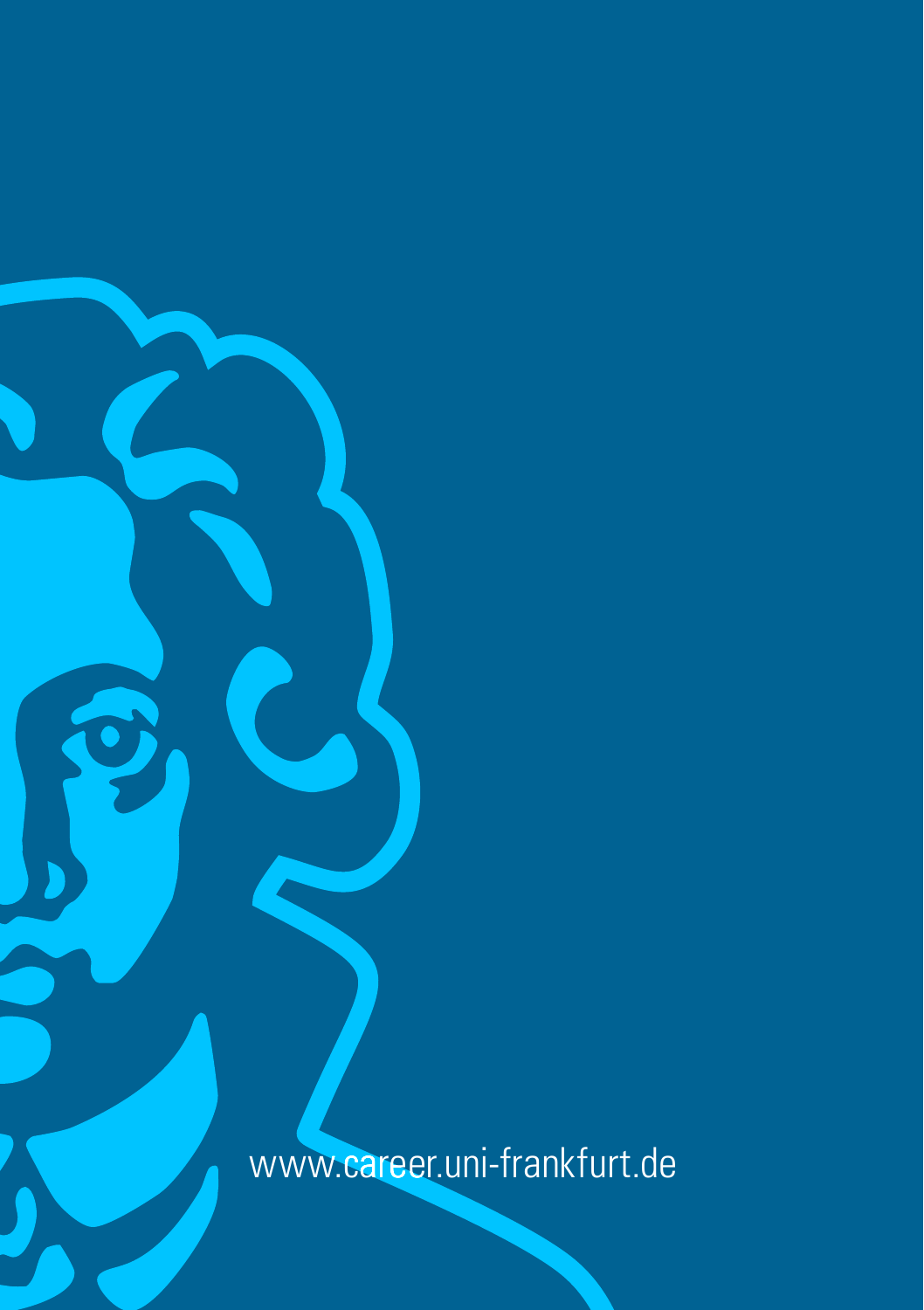www.career.uni-frankfurt.de